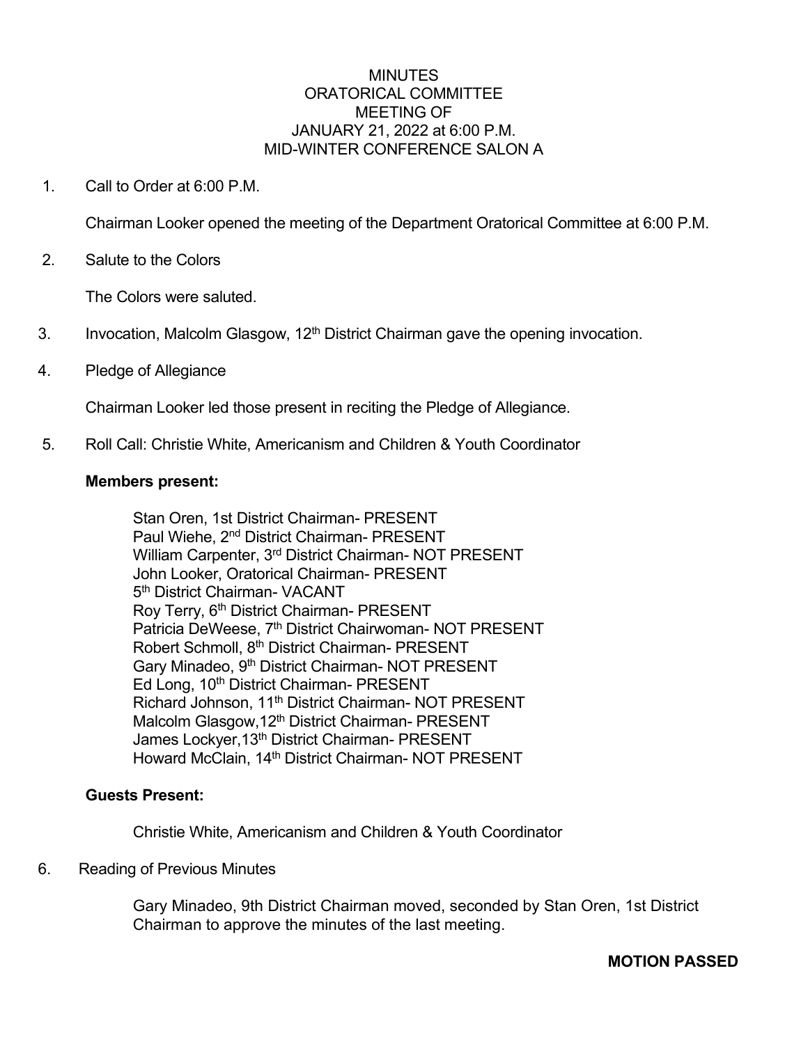# MINUTES
## ORATORICAL COMMITTEE
## MEETING OF
## JANUARY 21, 2022 at 6:00 P.M.
## MID-WINTER CONFERENCE SALON A

1. Call to Order at 6:00 P.M.

   Chairman Looker opened the meeting of the Department Oratorical Committee at 6:00 P.M.

2. Salute to the Colors

   The Colors were saluted.

3. Invocation, Malcolm Glasgow, 12th District Chairman gave the opening invocation.

4. Pledge of Allegiance

   Chairman Looker led those present in reciting the Pledge of Allegiance.

5. Roll Call: Christie White, Americanism and Children & Youth Coordinator

   **Members present:**

   Stan Oren, 1st District Chairman- PRESENT
   Paul Wiehe, 2nd District Chairman- PRESENT
   William Carpenter, 3rd District Chairman- NOT PRESENT
   John Looker, Oratorical Chairman- PRESENT
   5th District Chairman- VACANT
   Roy Terry, 6th District Chairman- PRESENT
   Patricia DeWeese, 7th District Chairwoman- NOT PRESENT
   Robert Schmoll, 8th District Chairman- PRESENT
   Gary Minadeo, 9th District Chairman- NOT PRESENT
   Ed Long, 10th District Chairman- PRESENT
   Richard Johnson, 11th District Chairman- NOT PRESENT
   Malcolm Glasgow,12th District Chairman- PRESENT
   James Lockyer,13th District Chairman- PRESENT
   Howard McClain, 14th District Chairman- NOT PRESENT

   **Guests Present:**

   Christie White, Americanism and Children & Youth Coordinator

6. Reading of Previous Minutes

   Gary Minadeo, 9th District Chairman moved, seconded by Stan Oren, 1st District Chairman to approve the minutes of the last meeting.

   **MOTION PASSED**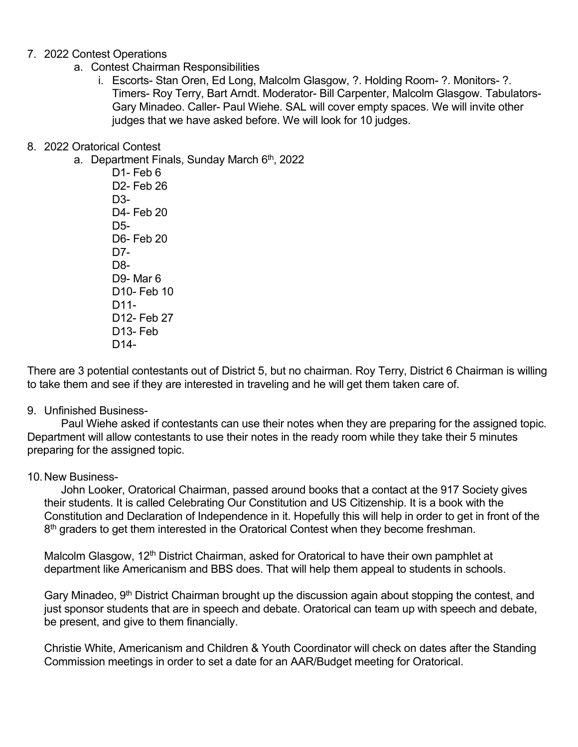7. 2022 Contest Operations
    a. Contest Chairman Responsibilities
        i. Escorts- Stan Oren, Ed Long, Malcolm Glasgow, ?. Holding Room- ?. Monitors- ?. Timers- Roy Terry, Bart Arndt. Moderator- Bill Carpenter, Malcolm Glasgow. Tabulators- Gary Minadeo. Caller- Paul Wiehe. SAL will cover empty spaces. We will invite other judges that we have asked before. We will look for 10 judges.

8. 2022 Oratorical Contest
    a. Department Finals, Sunday March 6th, 2022

        D1- Feb 6
        D2- Feb 26
        D3-
        D4- Feb 20
        D5-
        D6- Feb 20
        D7-
        D8-
        D9- Mar 6
        D10- Feb 10
        D11-
        D12- Feb 27
        D13- Feb
        D14-

There are 3 potential contestants out of District 5, but no chairman. Roy Terry, District 6 Chairman is willing to take them and see if they are interested in traveling and he will get them taken care of.

9. Unfinished Business-

Paul Wiehe asked if contestants can use their notes when they are preparing for the assigned topic. Department will allow contestants to use their notes in the ready room while they take their 5 minutes preparing for the assigned topic.

10. New Business-

John Looker, Oratorical Chairman, passed around books that a contact at the 917 Society gives their students. It is called Celebrating Our Constitution and US Citizenship. It is a book with the Constitution and Declaration of Independence in it. Hopefully this will help in order to get in front of the 8th graders to get them interested in the Oratorical Contest when they become freshman.

Malcolm Glasgow, 12th District Chairman, asked for Oratorical to have their own pamphlet at department like Americanism and BBS does. That will help them appeal to students in schools.

Gary Minadeo, 9th District Chairman brought up the discussion again about stopping the contest, and just sponsor students that are in speech and debate. Oratorical can team up with speech and debate, be present, and give to them financially.

Christie White, Americanism and Children & Youth Coordinator will check on dates after the Standing Commission meetings in order to set a date for an AAR/Budget meeting for Oratorical.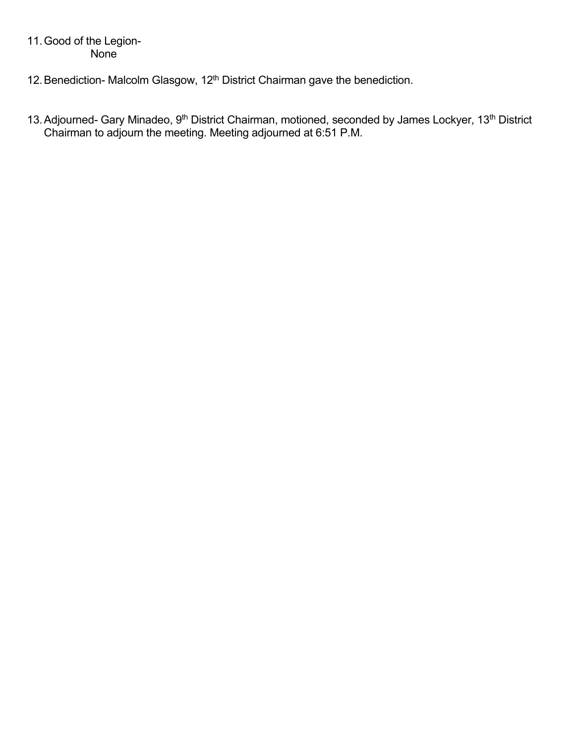11. Good of the Legion-
    None

12. Benediction- Malcolm Glasgow, 12th District Chairman gave the benediction.

13. Adjourned- Gary Minadeo, 9th District Chairman, motioned, seconded by James Lockyer, 13th District Chairman to adjourn the meeting. Meeting adjourned at 6:51 P.M.